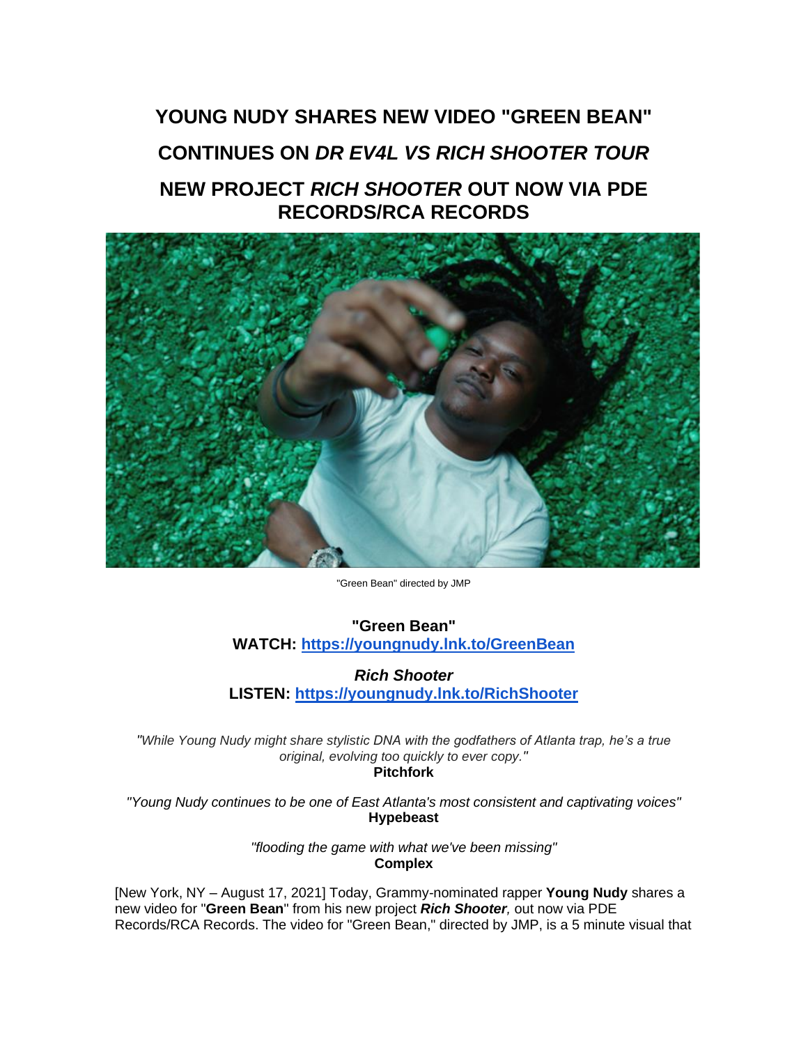# YOUNG NUDY SHARES NEW VIDEO "GREEN BEAN"

# CONTINUES ON *DR EV4L VS RICH SHOOTER TOUR*

# NEW PROJECT *RICH SHOOTER* OUT NOW VIA PDE RECORDS/RCA RECORDS

"Green Bean" directed by JMP

**"Green Bean"**
**WATCH: [https://youngnudy.lnk.to/GreenBean](https://youngnudy.lnk.to/GreenBean)**

***Rich Shooter***
**LISTEN: [https://youngnudy.lnk.to/RichShooter](https://youngnudy.lnk.to/RichShooter)**

*"While Young Nudy might share stylistic DNA with the godfathers of Atlanta trap, he's a true original, evolving too quickly to ever copy."*
**Pitchfork**

*"Young Nudy continues to be one of East Atlanta's most consistent and captivating voices"*
**Hypebeast**

*"flooding the game with what we've been missing"*
**Complex**

[New York, NY – August 17, 2021] Today, Grammy-nominated rapper **Young Nudy** shares a new video for "**Green Bean**" from his new project ***Rich Shooter**,* out now via PDE Records/RCA Records. The video for "Green Bean," directed by JMP, is a 5 minute visual that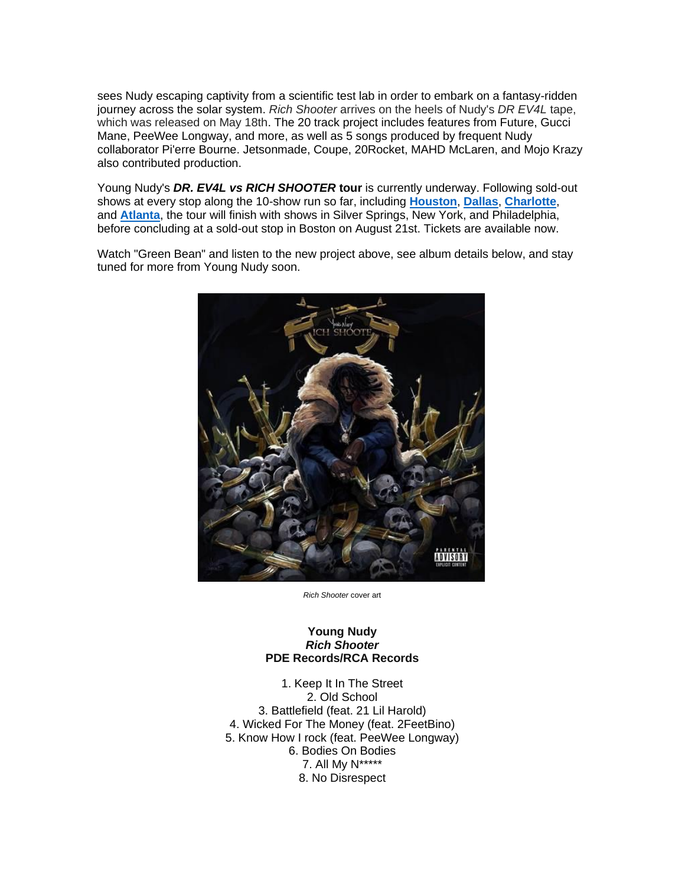sees Nudy escaping captivity from a scientific test lab in order to embark on a fantasy-ridden journey across the solar system. *Rich Shooter* arrives on the heels of Nudy's *DR EV4L* tape, which was released on May 18th. The 20 track project includes features from Future, Gucci Mane, PeeWee Longway, and more, as well as 5 songs produced by frequent Nudy collaborator Pi'erre Bourne. Jetsonmade, Coupe, 20Rocket, MAHD McLaren, and Mojo Krazy also contributed production.

Young Nudy's ***DR. EV4L vs RICH SHOOTER* tour** is currently underway. Following sold-out shows at every stop along the 10-show run so far, including **Houston**, **Dallas**, **Charlotte**, and **Atlanta**, the tour will finish with shows in Silver Springs, New York, and Philadelphia, before concluding at a sold-out stop in Boston on August 21st. Tickets are available now.

Watch "Green Bean" and listen to the new project above, see album details below, and stay tuned for more from Young Nudy soon.

*Rich Shooter* cover art

**Young Nudy**
***Rich Shooter***
**PDE Records/RCA Records**

1. Keep It In The Street
2. Old School
3. Battlefield (feat. 21 Lil Harold)
4. Wicked For The Money (feat. 2FeetBino)
5. Know How I rock (feat. PeeWee Longway)
6. Bodies On Bodies
7. All My N*****
8. No Disrespect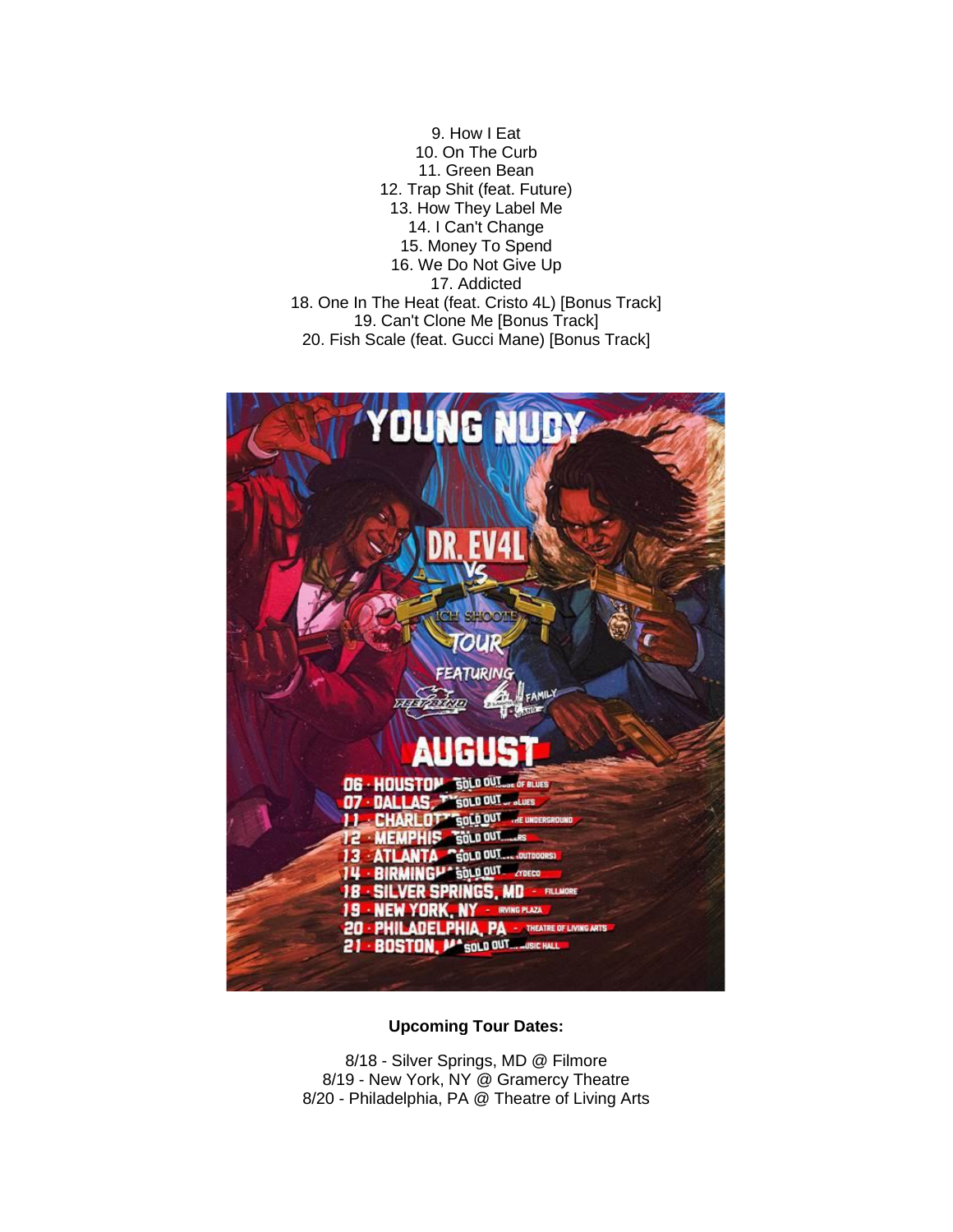9. How I Eat
10. On The Curb
11. Green Bean
12. Trap Shit (feat. Future)
13. How They Label Me
14. I Can't Change
15. Money To Spend
16. We Do Not Give Up
17. Addicted
18. One In The Heat (feat. Cristo 4L) [Bonus Track]
19. Can't Clone Me [Bonus Track]
20. Fish Scale (feat. Gucci Mane) [Bonus Track]

**Upcoming Tour Dates:**

8/18 - Silver Springs, MD @ Filmore
8/19 - New York, NY @ Gramercy Theatre
8/20 - Philadelphia, PA @ Theatre of Living Arts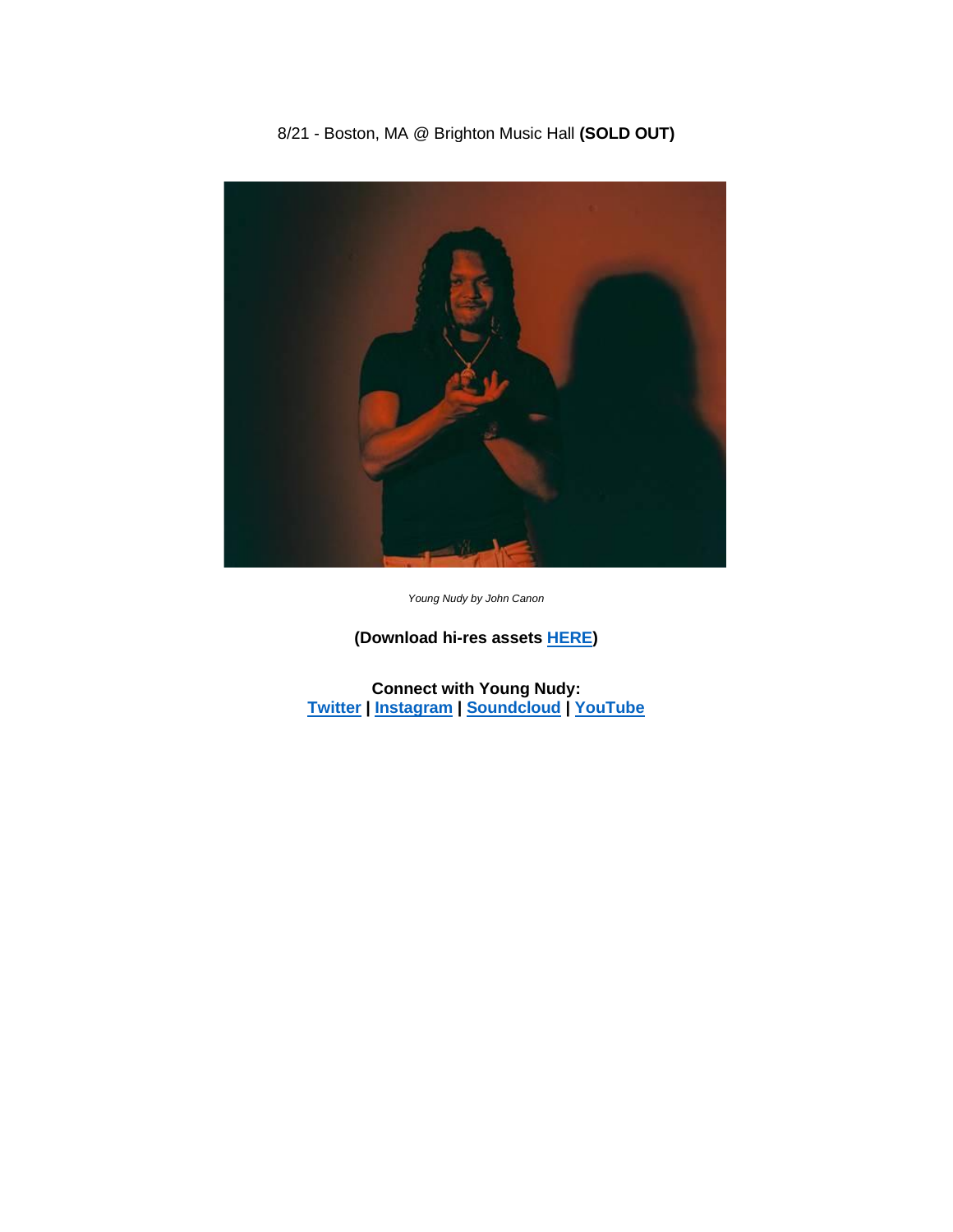8/21 - Boston, MA @ Brighton Music Hall **(SOLD OUT)**

*Young Nudy by John Canon*

**(Download hi-res assets HERE)**

**Connect with Young Nudy:**
**Twitter | Instagram | Soundcloud | YouTube**